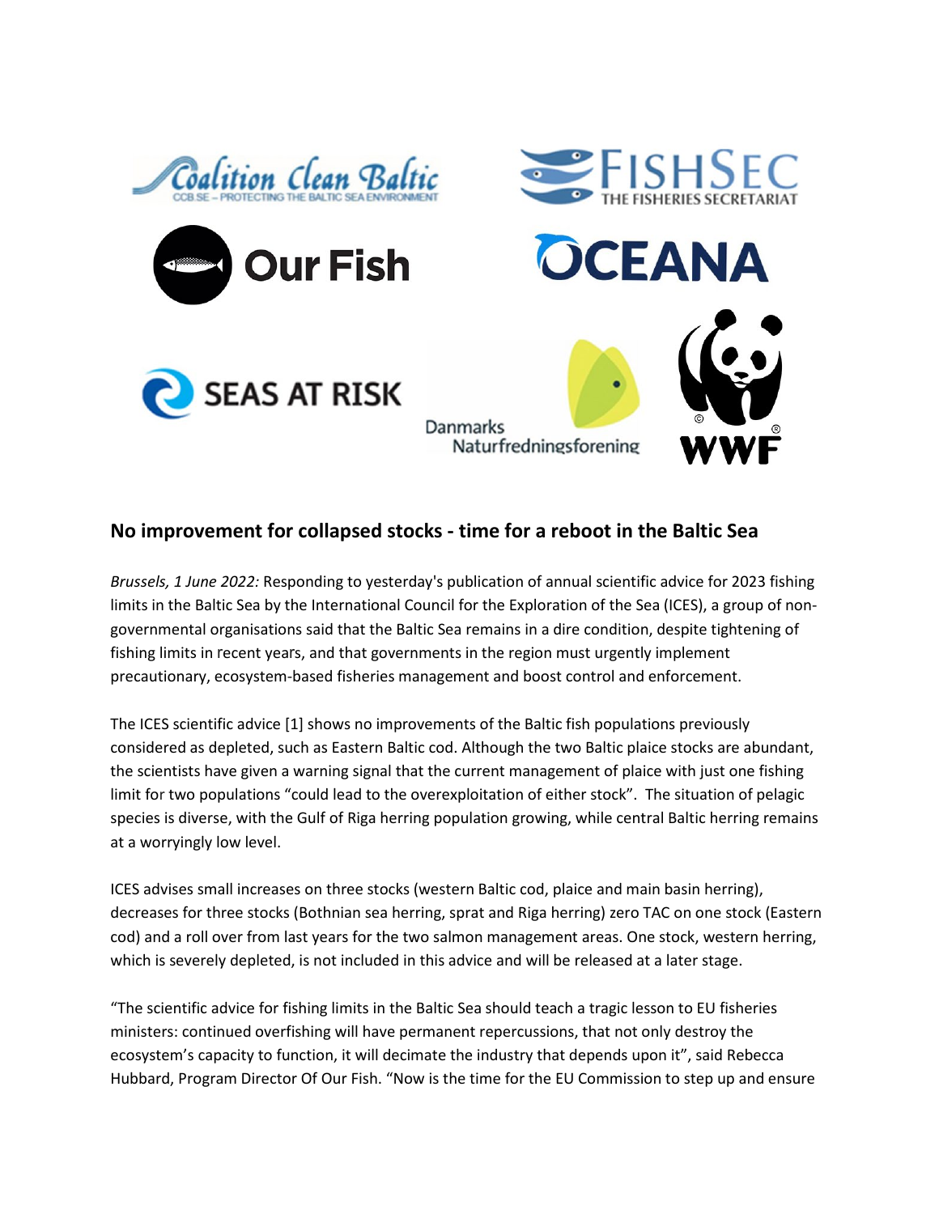## No improvement for collapsed stocks - time for a reboot in the Baltic Sea

*Brussels, 1 June 2022:* Responding to yesterday's publication of annual scientific advice for 2023 fishing limits in the Baltic Sea by the International Council for the Exploration of the Sea (ICES), a group of non-governmental organisations said that the Baltic Sea remains in a dire condition, despite tightening of fishing limits in recent years, and that governments in the region must urgently implement precautionary, ecosystem-based fisheries management and boost control and enforcement.

The ICES scientific advice [1] shows no improvements of the Baltic fish populations previously considered as depleted, such as Eastern Baltic cod. Although the two Baltic plaice stocks are abundant, the scientists have given a warning signal that the current management of plaice with just one fishing limit for two populations "could lead to the overexploitation of either stock". The situation of pelagic species is diverse, with the Gulf of Riga herring population growing, while central Baltic herring remains at a worryingly low level.

ICES advises small increases on three stocks (western Baltic cod, plaice and main basin herring), decreases for three stocks (Bothnian sea herring, sprat and Riga herring) zero TAC on one stock (Eastern cod) and a roll over from last years for the two salmon management areas. One stock, western herring, which is severely depleted, is not included in this advice and will be released at a later stage.

"The scientific advice for fishing limits in the Baltic Sea should teach a tragic lesson to EU fisheries ministers: continued overfishing will have permanent repercussions, that not only destroy the ecosystem's capacity to function, it will decimate the industry that depends upon it", said Rebecca Hubbard, Program Director Of Our Fish. "Now is the time for the EU Commission to step up and ensure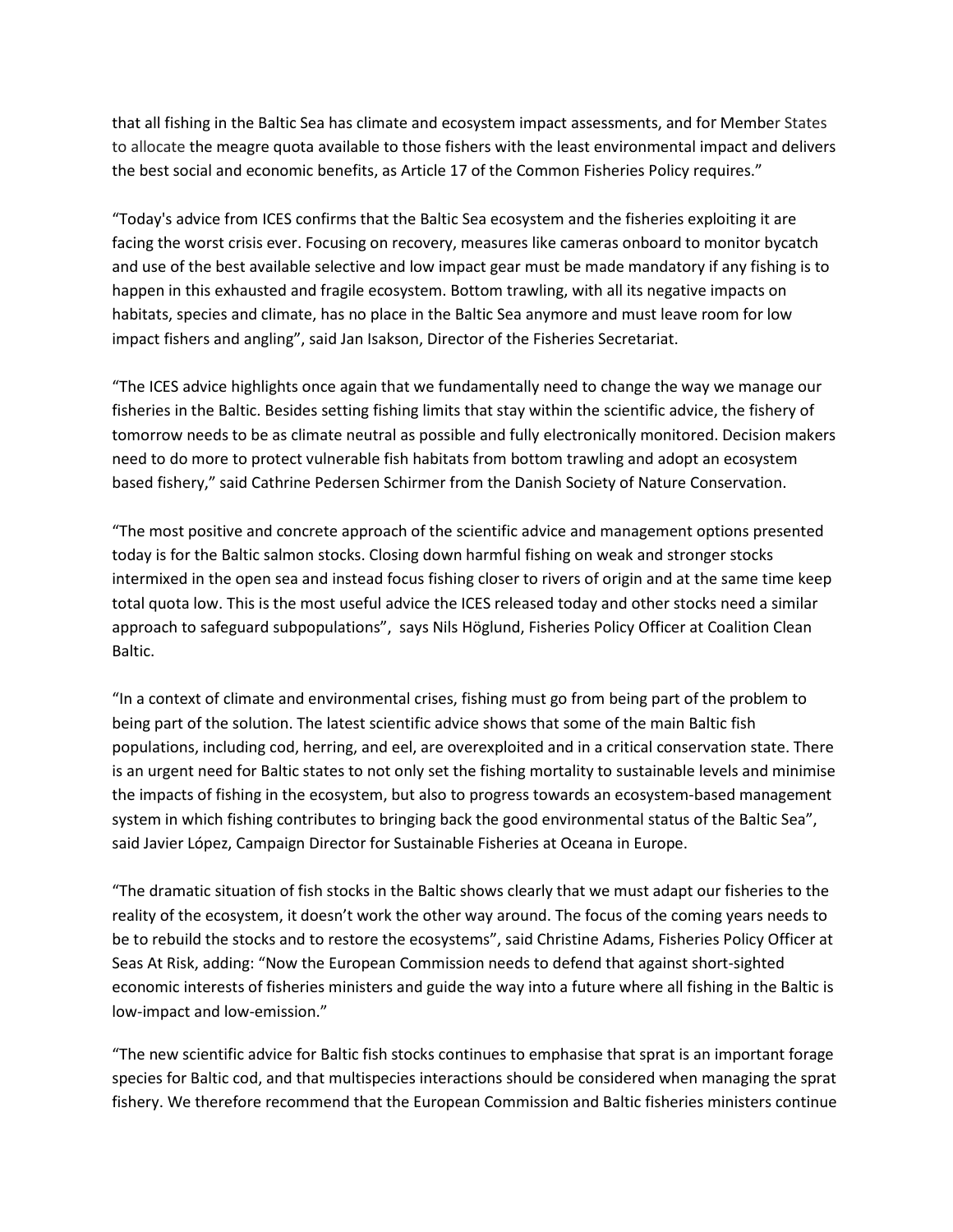that all fishing in the Baltic Sea has climate and ecosystem impact assessments, and for Member States to allocate the meagre quota available to those fishers with the least environmental impact and delivers the best social and economic benefits, as Article 17 of the Common Fisheries Policy requires."

"Today's advice from ICES confirms that the Baltic Sea ecosystem and the fisheries exploiting it are facing the worst crisis ever. Focusing on recovery, measures like cameras onboard to monitor bycatch and use of the best available selective and low impact gear must be made mandatory if any fishing is to happen in this exhausted and fragile ecosystem. Bottom trawling, with all its negative impacts on habitats, species and climate, has no place in the Baltic Sea anymore and must leave room for low impact fishers and angling", said Jan Isakson, Director of the Fisheries Secretariat.

"The ICES advice highlights once again that we fundamentally need to change the way we manage our fisheries in the Baltic. Besides setting fishing limits that stay within the scientific advice, the fishery of tomorrow needs to be as climate neutral as possible and fully electronically monitored. Decision makers need to do more to protect vulnerable fish habitats from bottom trawling and adopt an ecosystem based fishery," said Cathrine Pedersen Schirmer from the Danish Society of Nature Conservation.

"The most positive and concrete approach of the scientific advice and management options presented today is for the Baltic salmon stocks. Closing down harmful fishing on weak and stronger stocks intermixed in the open sea and instead focus fishing closer to rivers of origin and at the same time keep total quota low. This is the most useful advice the ICES released today and other stocks need a similar approach to safeguard subpopulations", says Nils Höglund, Fisheries Policy Officer at Coalition Clean Baltic.

"In a context of climate and environmental crises, fishing must go from being part of the problem to being part of the solution. The latest scientific advice shows that some of the main Baltic fish populations, including cod, herring, and eel, are overexploited and in a critical conservation state. There is an urgent need for Baltic states to not only set the fishing mortality to sustainable levels and minimise the impacts of fishing in the ecosystem, but also to progress towards an ecosystem-based management system in which fishing contributes to bringing back the good environmental status of the Baltic Sea", said Javier López, Campaign Director for Sustainable Fisheries at Oceana in Europe.

"The dramatic situation of fish stocks in the Baltic shows clearly that we must adapt our fisheries to the reality of the ecosystem, it doesn't work the other way around. The focus of the coming years needs to be to rebuild the stocks and to restore the ecosystems", said Christine Adams, Fisheries Policy Officer at Seas At Risk, adding: "Now the European Commission needs to defend that against short-sighted economic interests of fisheries ministers and guide the way into a future where all fishing in the Baltic is low-impact and low-emission."

"The new scientific advice for Baltic fish stocks continues to emphasise that sprat is an important forage species for Baltic cod, and that multispecies interactions should be considered when managing the sprat fishery. We therefore recommend that the European Commission and Baltic fisheries ministers continue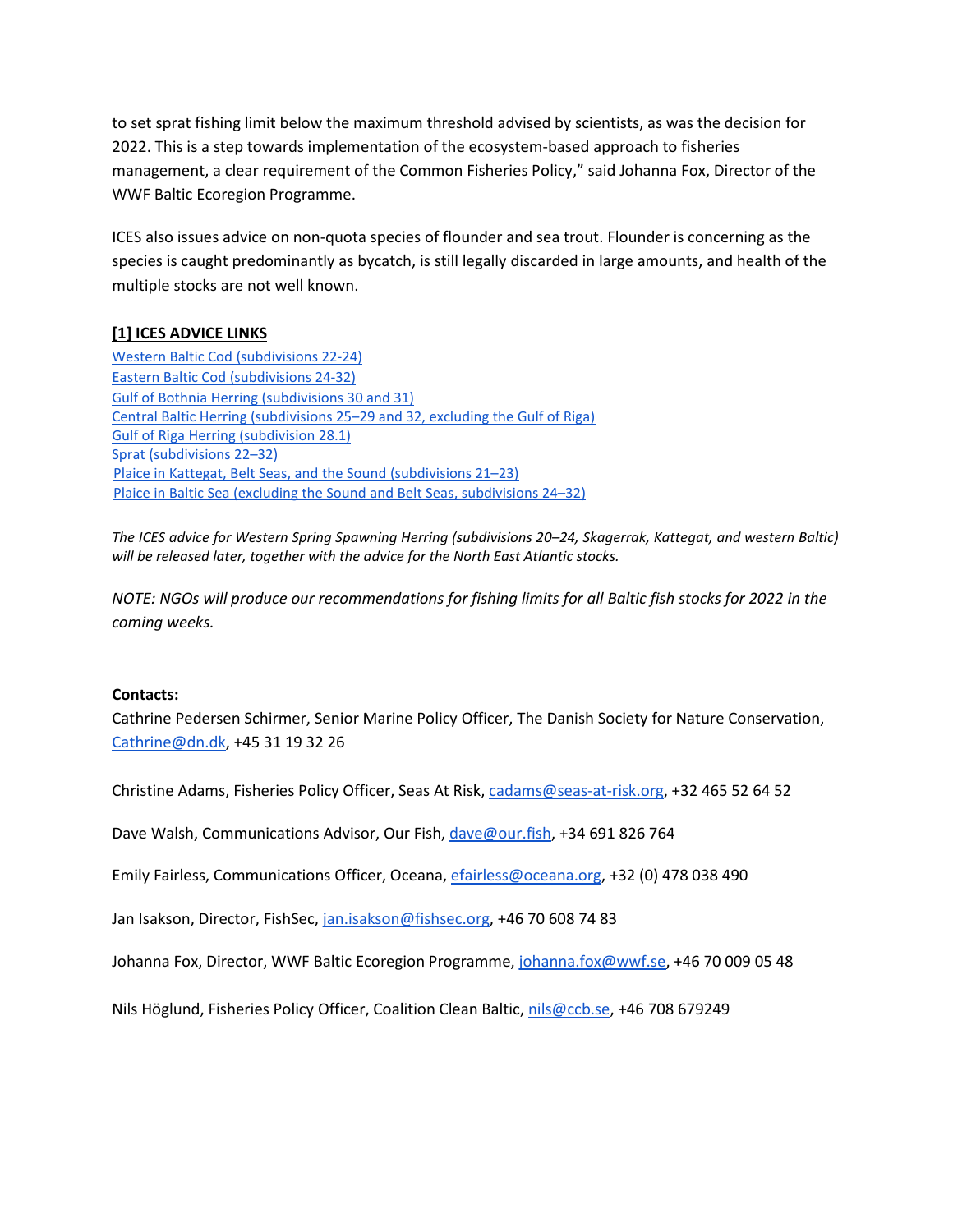to set sprat fishing limit below the maximum threshold advised by scientists, as was the decision for 2022. This is a step towards implementation of the ecosystem-based approach to fisheries management, a clear requirement of the Common Fisheries Policy," said Johanna Fox, Director of the WWF Baltic Ecoregion Programme.

ICES also issues advice on non-quota species of flounder and sea trout. Flounder is concerning as the species is caught predominantly as bycatch, is still legally discarded in large amounts, and health of the multiple stocks are not well known.

**[1] ICES ADVICE LINKS**

Western Baltic Cod (subdivisions 22-24)
Eastern Baltic Cod (subdivisions 24-32)
Gulf of Bothnia Herring (subdivisions 30 and 31)
Central Baltic Herring (subdivisions 25–29 and 32, excluding the Gulf of Riga)
Gulf of Riga Herring (subdivision 28.1)
Sprat (subdivisions 22–32)
Plaice in Kattegat, Belt Seas, and the Sound (subdivisions 21–23)
Plaice in Baltic Sea (excluding the Sound and Belt Seas, subdivisions 24–32)

*The ICES advice for Western Spring Spawning Herring (subdivisions 20–24, Skagerrak, Kattegat, and western Baltic) will be released later, together with the advice for the North East Atlantic stocks.*

*NOTE: NGOs will produce our recommendations for fishing limits for all Baltic fish stocks for 2022 in the coming weeks.*

**Contacts:**

Cathrine Pedersen Schirmer, Senior Marine Policy Officer, The Danish Society for Nature Conservation, Cathrine@dn.dk, +45 31 19 32 26

Christine Adams, Fisheries Policy Officer, Seas At Risk, cadams@seas-at-risk.org, +32 465 52 64 52

Dave Walsh, Communications Advisor, Our Fish, dave@our.fish, +34 691 826 764

Emily Fairless, Communications Officer, Oceana, efairless@oceana.org, +32 (0) 478 038 490

Jan Isakson, Director, FishSec, jan.isakson@fishsec.org, +46 70 608 74 83

Johanna Fox, Director, WWF Baltic Ecoregion Programme, johanna.fox@wwf.se, +46 70 009 05 48

Nils Höglund, Fisheries Policy Officer, Coalition Clean Baltic, nils@ccb.se, +46 708 679249